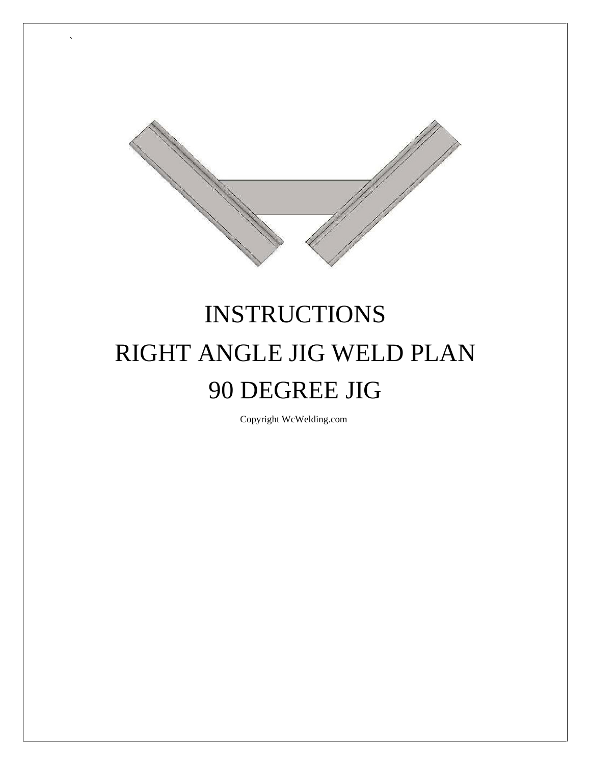# INSTRUCTIONS

# RIGHT ANGLE JIG WELD PLAN

# 90 DEGREE JIG

Copyright WcWelding.com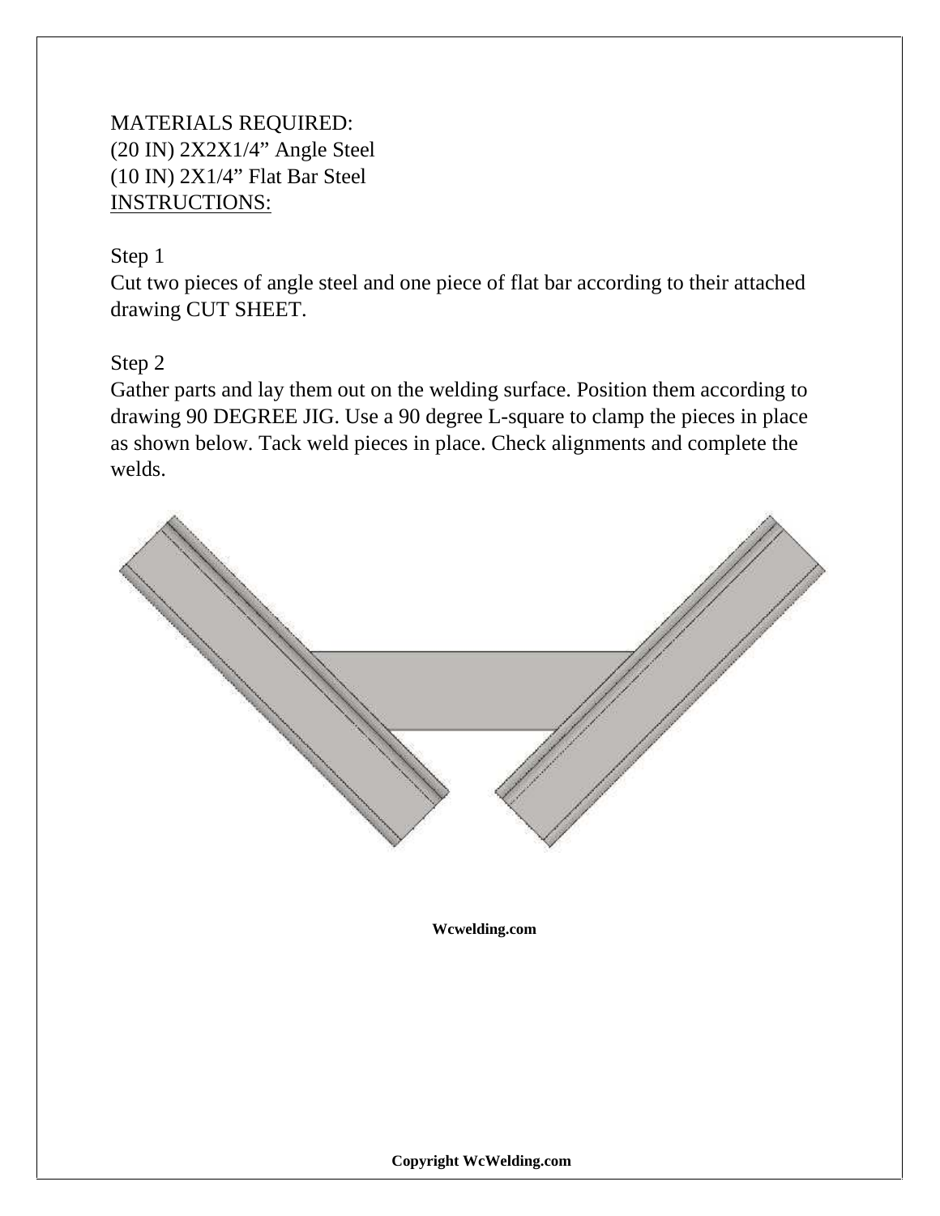MATERIALS REQUIRED:
(20 IN) 2X2X1/4” Angle Steel
(10 IN) 2X1/4” Flat Bar Steel

INSTRUCTIONS:

Step 1
Cut two pieces of angle steel and one piece of flat bar according to their attached drawing CUT SHEET.

Step 2
Gather parts and lay them out on the welding surface. Position them according to drawing 90 DEGREE JIG. Use a 90 degree L-square to clamp the pieces in place as shown below. Tack weld pieces in place. Check alignments and complete the welds.

**Wcwelding.com**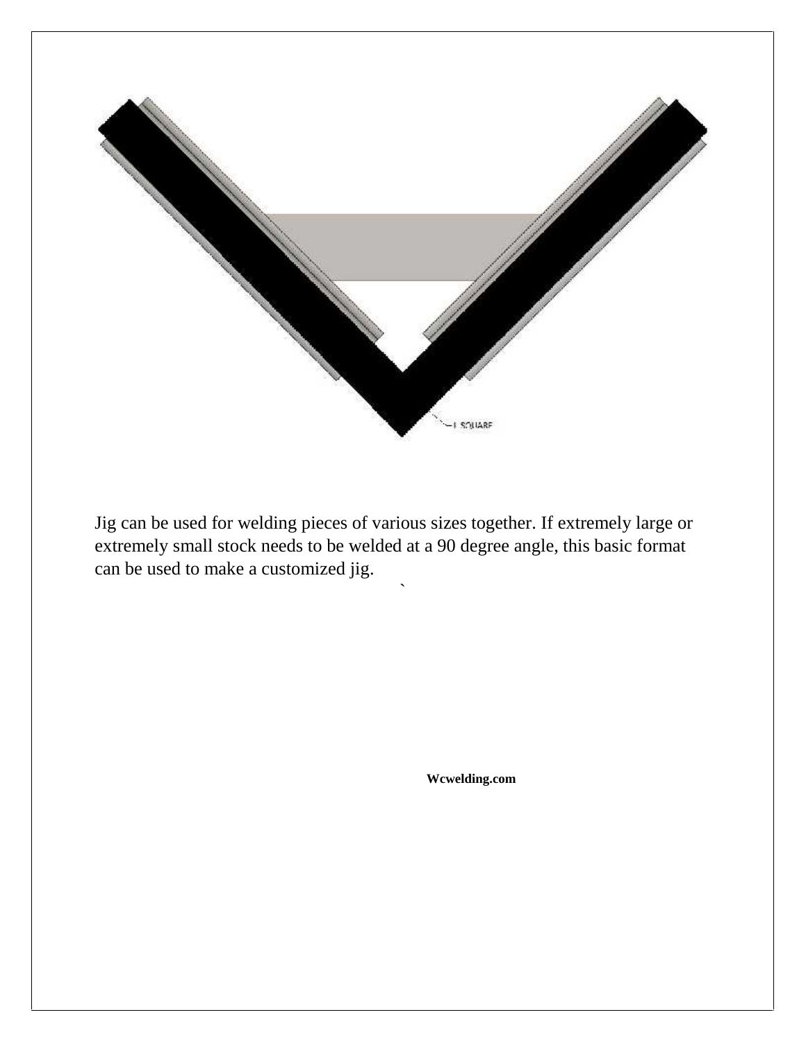L SQUARE

Jig can be used for welding pieces of various sizes together. If extremely large or extremely small stock needs to be welded at a 90 degree angle, this basic format can be used to make a customized jig.

**Wcwelding.com**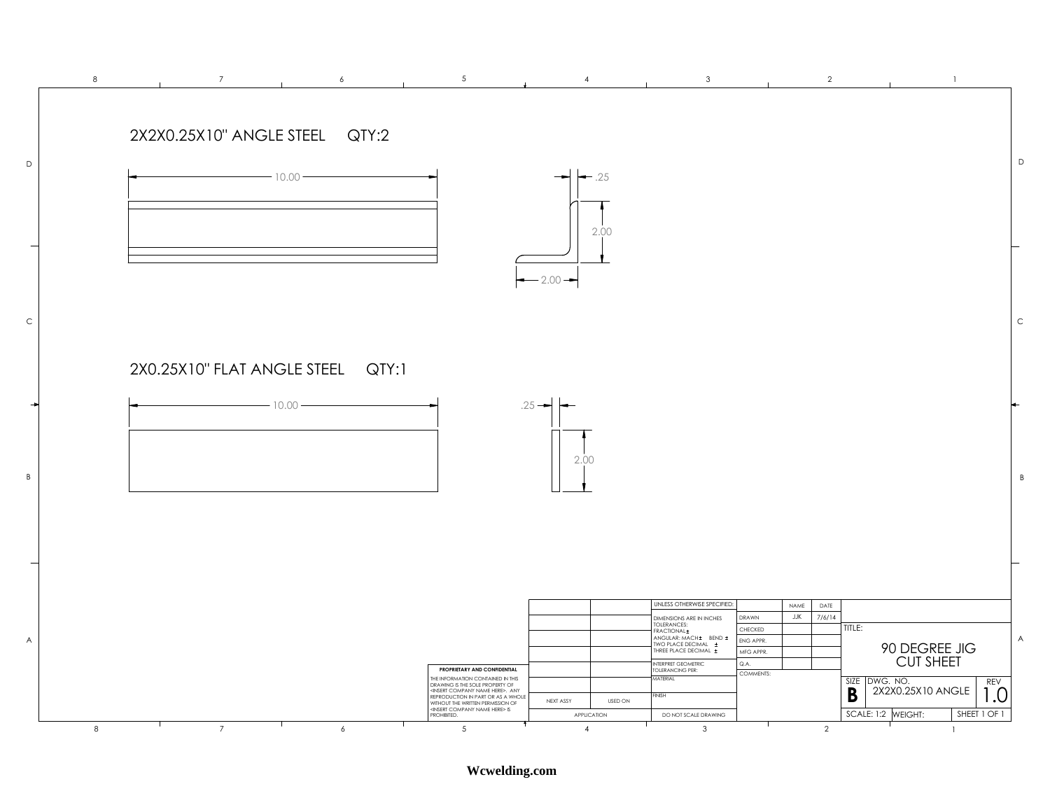2X2X0.25X10" ANGLE STEEL QTY:2

10.00

.25

2.00

2.00

2X0.25X10" FLAT ANGLE STEEL QTY:1

10.00

.25

2.00

| | | UNLESS OTHERWISE SPECIFIED: | | NAME | DATE |
|---|---|---|---|---|---|
| | | DIMENSIONS ARE IN INCHES TOLERANCES: FRACTIONAL± ANGULAR: MACH± BEND ± TWO PLACE DECIMAL ± THREE PLACE DECIMAL ± | DRAWN | JJK | 7/6/14 |
| | | | CHECKED | | |
| | | | ENG APPR. | | |
| | | | MFG APPR. | | |
| | | INTERPRET GEOMETRIC TOLERANCING PER: | Q.A. | | |
| | | MATERIAL | COMMENTS: | | |
| NEXT ASSY | USED ON | FINISH | | | |
| APPLICATION | | DO NOT SCALE DRAWING | | | |

**PROPRIETARY AND CONFIDENTIAL**

THE INFORMATION CONTAINED IN THIS DRAWING IS THE SOLE PROPERTY OF <INSERT COMPANY NAME HERE>. ANY REPRODUCTION IN PART OR AS A WHOLE WITHOUT THE WRITTEN PERMISSION OF <INSERT COMPANY NAME HERE> IS PROHIBITED.

TITLE: 90 DEGREE JIG CUT SHEET

SIZE: **B** | DWG. NO. 2X2X0.25X10 ANGLE | REV 1.0

SCALE: 1:2 | WEIGHT: | SHEET 1 OF 1

**Wcwelding.com**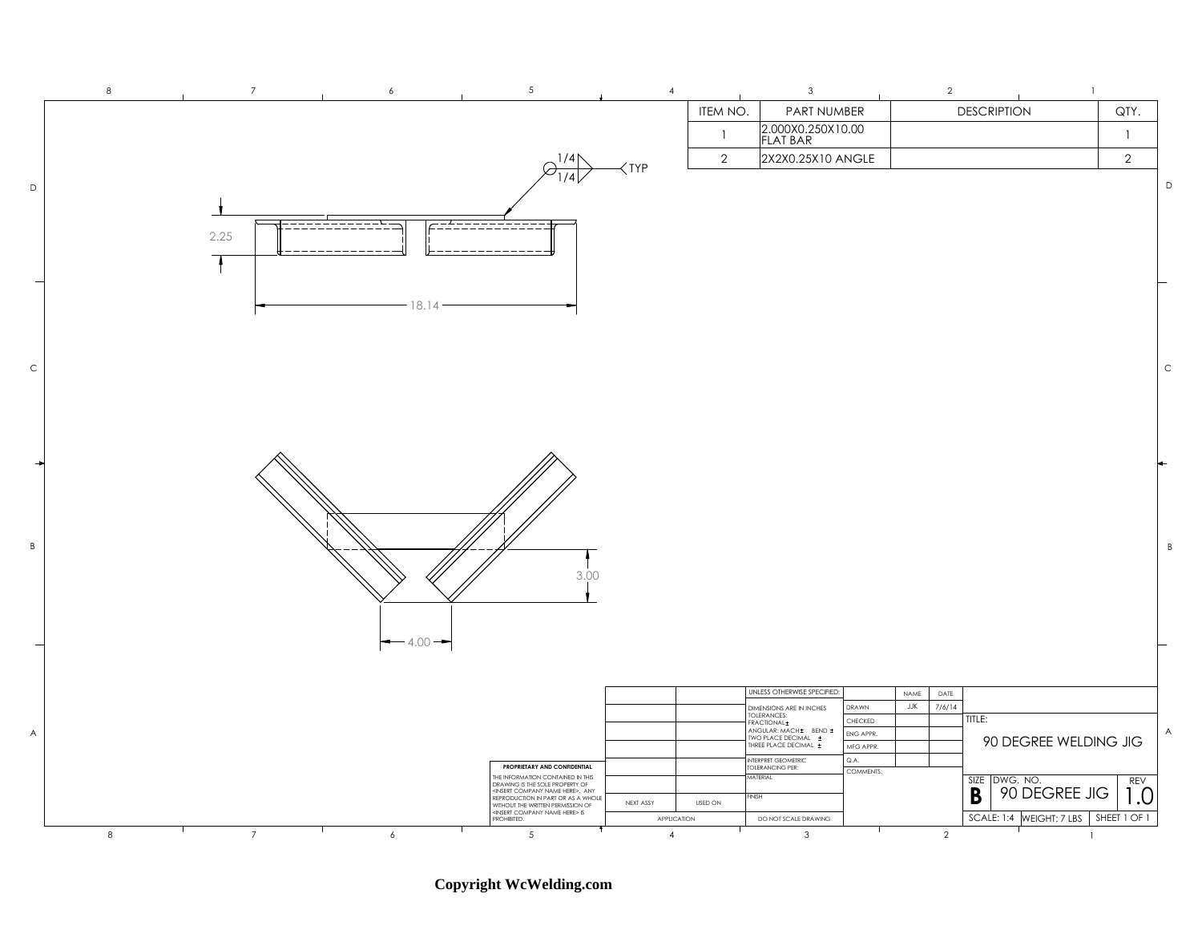| ITEM NO. | PART NUMBER | DESCRIPTION | QTY. |
|---|---|---|---|
| 1 | 2.000X0.250X10.00 FLAT BAR | | 1 |
| 2 | 2X2X0.25X10 ANGLE | | 2 |

1/4
1/4
TYP

2.25

18.14

3.00

4.00

PROPRIETARY AND CONFIDENTIAL

THE INFORMATION CONTAINED IN THIS DRAWING IS THE SOLE PROPERTY OF <INSERT COMPANY NAME HERE>. ANY REPRODUCTION IN PART OR AS A WHOLE WITHOUT THE WRITTEN PERMISSION OF <INSERT COMPANY NAME HERE> IS PROHIBITED.

NEXT ASSY | USED ON

APPLICATION

UNLESS OTHERWISE SPECIFIED:
DIMENSIONS ARE IN INCHES
TOLERANCES:
FRACTIONAL ±
ANGULAR: MACH ± BEND ±
TWO PLACE DECIMAL ±
THREE PLACE DECIMAL ±

INTERPRET GEOMETRIC TOLERANCING PER:
MATERIAL
FINISH
DO NOT SCALE DRAWING

| | NAME | DATE |
|---|---|---|
| DRAWN | JJK | 7/6/14 |
| CHECKED | | |
| ENG APPR. | | |
| MFG APPR. | | |
| Q.A. | | |

COMMENTS:

TITLE:
90 DEGREE WELDING JIG

SIZE: B
DWG. NO.: 90 DEGREE JIG
REV: 1.0
SCALE: 1:4
WEIGHT: 7 LBS
SHEET 1 OF 1

**Copyright WcWelding.com**